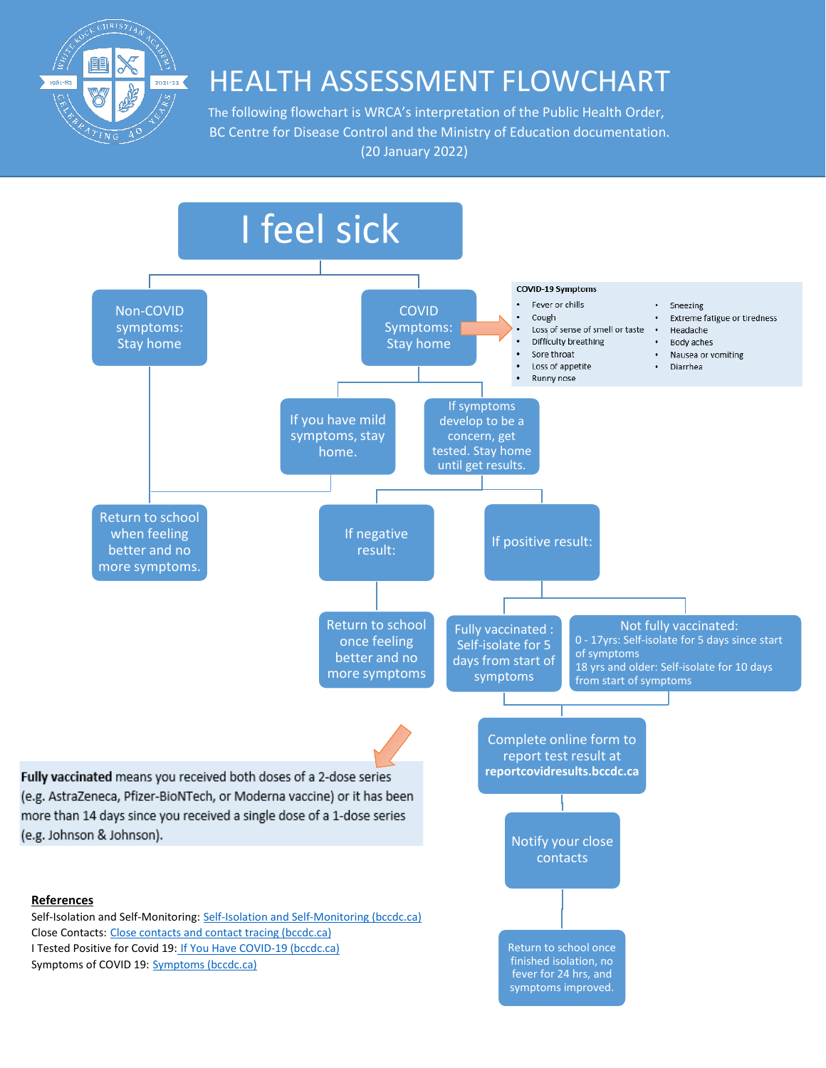# HEALTH ASSESSMENT FLOWCHART

The following flowchart is WRCA's interpretation of the Public Health Order, BC Centre for Disease Control and the Ministry of Education documentation. (20 January 2022)

## I feel sick

- **Non-COVID symptoms: Stay home**
  - Return to school when feeling better and no more symptoms.
- **COVID Symptoms: Stay home**
  - If you have mild symptoms, stay home.
    - Return to school when feeling better and no more symptoms.
  - If symptoms develop to be a concern, get tested. Stay home until get results.
    - If negative result:
      - Return to school once feeling better and no more symptoms
    - If positive result:
      - Fully vaccinated : Self-isolate for 5 days from start of symptoms
      - Not fully vaccinated: 0 - 17yrs: Self-isolate for 5 days since start of symptoms; 18 yrs and older: Self-isolate for 10 days from start of symptoms
      - Complete online form to report test result at **reportcovidresults.bccdc.ca**
      - Notify your close contacts
      - Return to school once finished isolation, no fever for 24 hrs, and symptoms improved.

**COVID-19 Symptoms**

- Fever or chills
- Cough
- Loss of sense of smell or taste
- Difficulty breathing
- Sore throat
- Loss of appetite
- Runny nose
- Sneezing
- Extreme fatigue or tiredness
- Headache
- Body aches
- Nausea or vomiting
- Diarrhea

**Fully vaccinated** means you received both doses of a 2-dose series (e.g. AstraZeneca, Pfizer-BioNTech, or Moderna vaccine) or it has been more than 14 days since you received a single dose of a 1-dose series (e.g. Johnson & Johnson).

**References**

Self-Isolation and Self-Monitoring: Self-Isolation and Self-Monitoring (bccdc.ca)
Close Contacts: Close contacts and contact tracing (bccdc.ca)
I Tested Positive for Covid 19: If You Have COVID-19 (bccdc.ca)
Symptoms of COVID 19: Symptoms (bccdc.ca)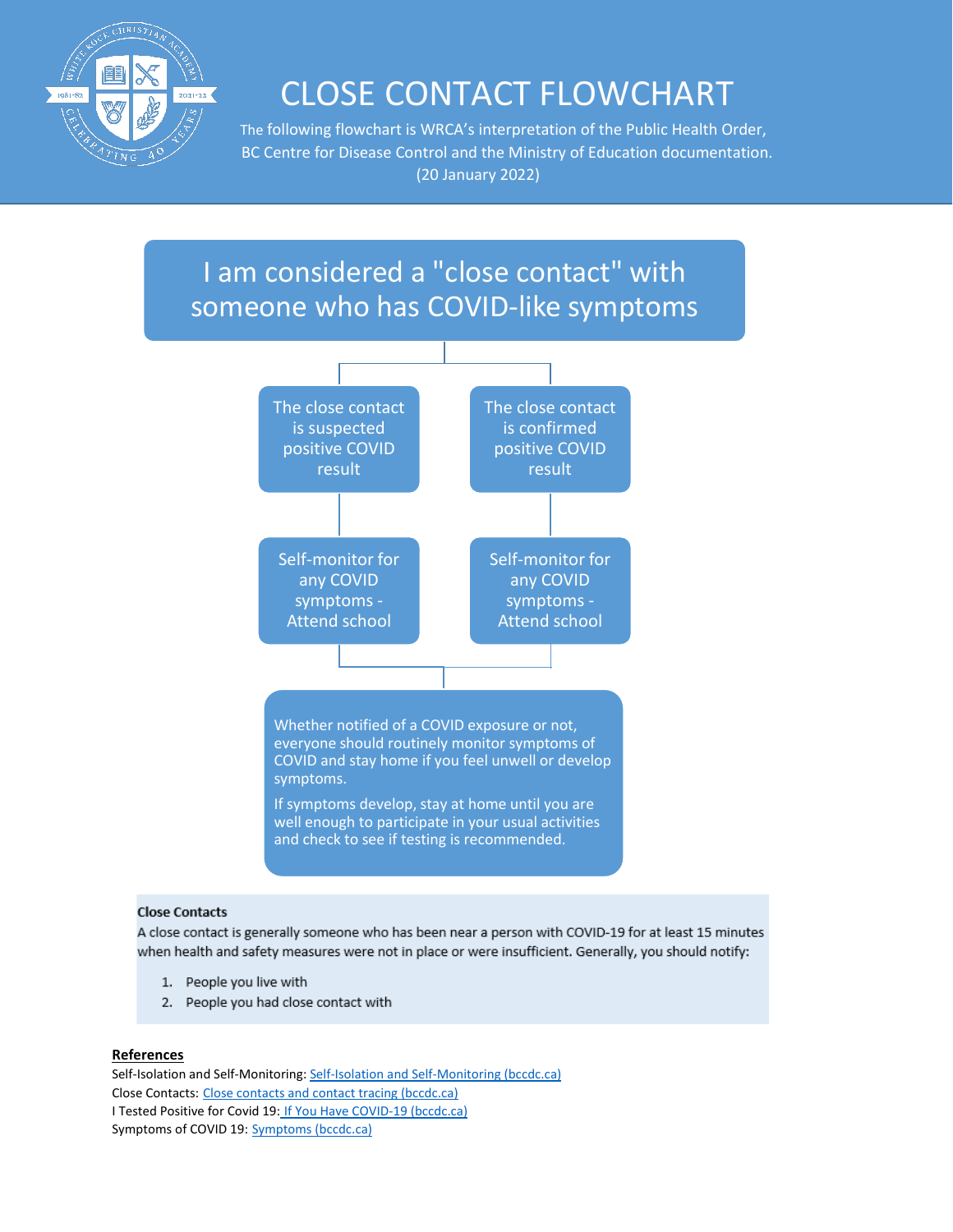# CLOSE CONTACT FLOWCHART

The following flowchart is WRCA's interpretation of the Public Health Order, BC Centre for Disease Control and the Ministry of Education documentation. (20 January 2022)

I am considered a "close contact" with someone who has COVID-like symptoms

The close contact is suspected positive COVID result

Self-monitor for any COVID symptoms - Attend school

The close contact is confirmed positive COVID result

Self-monitor for any COVID symptoms - Attend school

Whether notified of a COVID exposure or not, everyone should routinely monitor symptoms of COVID and stay home if you feel unwell or develop symptoms.

If symptoms develop, stay at home until you are well enough to participate in your usual activities and check to see if testing is recommended.

**Close Contacts**

A close contact is generally someone who has been near a person with COVID-19 for at least 15 minutes when health and safety measures were not in place or were insufficient. Generally, you should notify:

1. People you live with
2. People you had close contact with

**References**

Self-Isolation and Self-Monitoring: Self-Isolation and Self-Monitoring (bccdc.ca)
Close Contacts: Close contacts and contact tracing (bccdc.ca)
I Tested Positive for Covid 19: If You Have COVID-19 (bccdc.ca)
Symptoms of COVID 19: Symptoms (bccdc.ca)